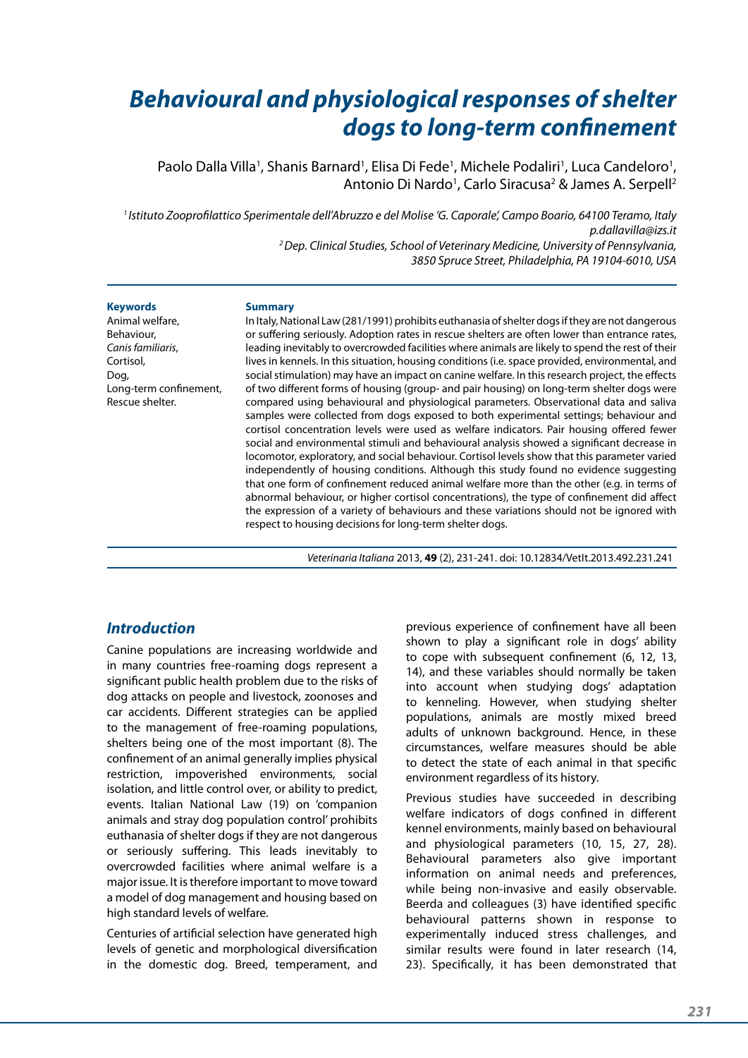# Behavioural and physiological responses of shelter dogs to long-term confinement

Paolo Dalla Villa[1], Shanis Barnard[1], Elisa Di Fede[1], Michele Podaliri[1], Luca Candeloro[1], Antonio Di Nardo[1], Carlo Siracusa[2] & James A. Serpell[2]

*[1] Istituto Zooprofilattico Sperimentale dell'Abruzzo e del Molise 'G. Caporale', Campo Boario, 64100 Teramo, Italy p.dallavilla@izs.it*

*[2] Dep. Clinical Studies, School of Veterinary Medicine, University of Pennsylvania, 3850 Spruce Street, Philadelphia, PA 19104-6010, USA*

**Keywords**

Animal welfare,
Behaviour,
*Canis familiaris*,
Cortisol,
Dog,
Long-term confinement,
Rescue shelter.

**Summary**

In Italy, National Law (281/1991) prohibits euthanasia of shelter dogs if they are not dangerous or suffering seriously. Adoption rates in rescue shelters are often lower than entrance rates, leading inevitably to overcrowded facilities where animals are likely to spend the rest of their lives in kennels. In this situation, housing conditions (i.e. space provided, environmental, and social stimulation) may have an impact on canine welfare. In this research project, the effects of two different forms of housing (group- and pair housing) on long-term shelter dogs were compared using behavioural and physiological parameters. Observational data and saliva samples were collected from dogs exposed to both experimental settings; behaviour and cortisol concentration levels were used as welfare indicators. Pair housing offered fewer social and environmental stimuli and behavioural analysis showed a significant decrease in locomotor, exploratory, and social behaviour. Cortisol levels show that this parameter varied independently of housing conditions. Although this study found no evidence suggesting that one form of confinement reduced animal welfare more than the other (e.g. in terms of abnormal behaviour, or higher cortisol concentrations), the type of confinement did affect the expression of a variety of behaviours and these variations should not be ignored with respect to housing decisions for long-term shelter dogs.

*Veterinaria Italiana* 2013, **49** (2), 231-241. doi: 10.12834/VetIt.2013.492.231.241

## Introduction

Canine populations are increasing worldwide and in many countries free-roaming dogs represent a significant public health problem due to the risks of dog attacks on people and livestock, zoonoses and car accidents. Different strategies can be applied to the management of free-roaming populations, shelters being one of the most important (8). The confinement of an animal generally implies physical restriction, impoverished environments, social isolation, and little control over, or ability to predict, events. Italian National Law (19) on 'companion animals and stray dog population control' prohibits euthanasia of shelter dogs if they are not dangerous or seriously suffering. This leads inevitably to overcrowded facilities where animal welfare is a major issue. It is therefore important to move toward a model of dog management and housing based on high standard levels of welfare.

Centuries of artificial selection have generated high levels of genetic and morphological diversification in the domestic dog. Breed, temperament, and previous experience of confinement have all been shown to play a significant role in dogs' ability to cope with subsequent confinement (6, 12, 13, 14), and these variables should normally be taken into account when studying dogs' adaptation to kenneling. However, when studying shelter populations, animals are mostly mixed breed adults of unknown background. Hence, in these circumstances, welfare measures should be able to detect the state of each animal in that specific environment regardless of its history.

Previous studies have succeeded in describing welfare indicators of dogs confined in different kennel environments, mainly based on behavioural and physiological parameters (10, 15, 27, 28). Behavioural parameters also give important information on animal needs and preferences, while being non-invasive and easily observable. Beerda and colleagues (3) have identified specific behavioural patterns shown in response to experimentally induced stress challenges, and similar results were found in later research (14, 23). Specifically, it has been demonstrated that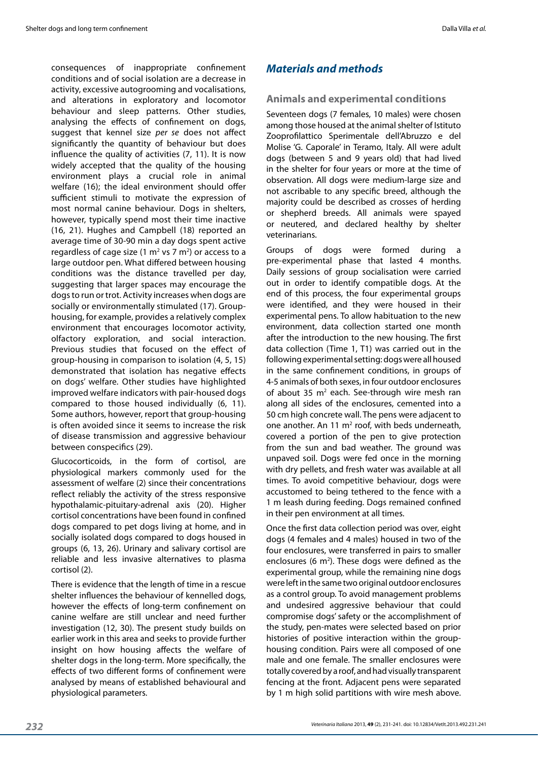consequences of inappropriate confinement conditions and of social isolation are a decrease in activity, excessive autogrooming and vocalisations, and alterations in exploratory and locomotor behaviour and sleep patterns. Other studies, analysing the effects of confinement on dogs, suggest that kennel size *per se* does not affect significantly the quantity of behaviour but does influence the quality of activities (7, 11). It is now widely accepted that the quality of the housing environment plays a crucial role in animal welfare (16); the ideal environment should offer sufficient stimuli to motivate the expression of most normal canine behaviour. Dogs in shelters, however, typically spend most their time inactive (16, 21). Hughes and Campbell (18) reported an average time of 30-90 min a day dogs spent active regardless of cage size (1 $m^2$ vs 7 $m^2$) or access to a large outdoor pen. What differed between housing conditions was the distance travelled per day, suggesting that larger spaces may encourage the dogs to run or trot. Activity increases when dogs are socially or environmentally stimulated (17). Group-housing, for example, provides a relatively complex environment that encourages locomotor activity, olfactory exploration, and social interaction. Previous studies that focused on the effect of group-housing in comparison to isolation (4, 5, 15) demonstrated that isolation has negative effects on dogs' welfare. Other studies have highlighted improved welfare indicators with pair-housed dogs compared to those housed individually (6, 11). Some authors, however, report that group-housing is often avoided since it seems to increase the risk of disease transmission and aggressive behaviour between conspecifics (29).

Glucocorticoids, in the form of cortisol, are physiological markers commonly used for the assessment of welfare (2) since their concentrations reflect reliably the activity of the stress responsive hypothalamic-pituitary-adrenal axis (20). Higher cortisol concentrations have been found in confined dogs compared to pet dogs living at home, and in socially isolated dogs compared to dogs housed in groups (6, 13, 26). Urinary and salivary cortisol are reliable and less invasive alternatives to plasma cortisol (2).

There is evidence that the length of time in a rescue shelter influences the behaviour of kennelled dogs, however the effects of long-term confinement on canine welfare are still unclear and need further investigation (12, 30). The present study builds on earlier work in this area and seeks to provide further insight on how housing affects the welfare of shelter dogs in the long-term. More specifically, the effects of two different forms of confinement were analysed by means of established behavioural and physiological parameters.

## Materials and methods

### Animals and experimental conditions

Seventeen dogs (7 females, 10 males) were chosen among those housed at the animal shelter of Istituto Zooprofilattico Sperimentale dell'Abruzzo e del Molise 'G. Caporale' in Teramo, Italy. All were adult dogs (between 5 and 9 years old) that had lived in the shelter for four years or more at the time of observation. All dogs were medium-large size and not ascribable to any specific breed, although the majority could be described as crosses of herding or shepherd breeds. All animals were spayed or neutered, and declared healthy by shelter veterinarians.

Groups of dogs were formed during a pre-experimental phase that lasted 4 months. Daily sessions of group socialisation were carried out in order to identify compatible dogs. At the end of this process, the four experimental groups were identified, and they were housed in their experimental pens. To allow habituation to the new environment, data collection started one month after the introduction to the new housing. The first data collection (Time 1, T1) was carried out in the following experimental setting: dogs were all housed in the same confinement conditions, in groups of 4-5 animals of both sexes, in four outdoor enclosures of about 35 $m^2$ each. See-through wire mesh ran along all sides of the enclosures, cemented into a 50 cm high concrete wall. The pens were adjacent to one another. An 11 $m^2$ roof, with beds underneath, covered a portion of the pen to give protection from the sun and bad weather. The ground was unpaved soil. Dogs were fed once in the morning with dry pellets, and fresh water was available at all times. To avoid competitive behaviour, dogs were accustomed to being tethered to the fence with a 1 m leash during feeding. Dogs remained confined in their pen environment at all times.

Once the first data collection period was over, eight dogs (4 females and 4 males) housed in two of the four enclosures, were transferred in pairs to smaller enclosures (6 $m^2$). These dogs were defined as the experimental group, while the remaining nine dogs were left in the same two original outdoor enclosures as a control group. To avoid management problems and undesired aggressive behaviour that could compromise dogs' safety or the accomplishment of the study, pen-mates were selected based on prior histories of positive interaction within the group-housing condition. Pairs were all composed of one male and one female. The smaller enclosures were totally covered by a roof, and had visually transparent fencing at the front. Adjacent pens were separated by 1 m high solid partitions with wire mesh above.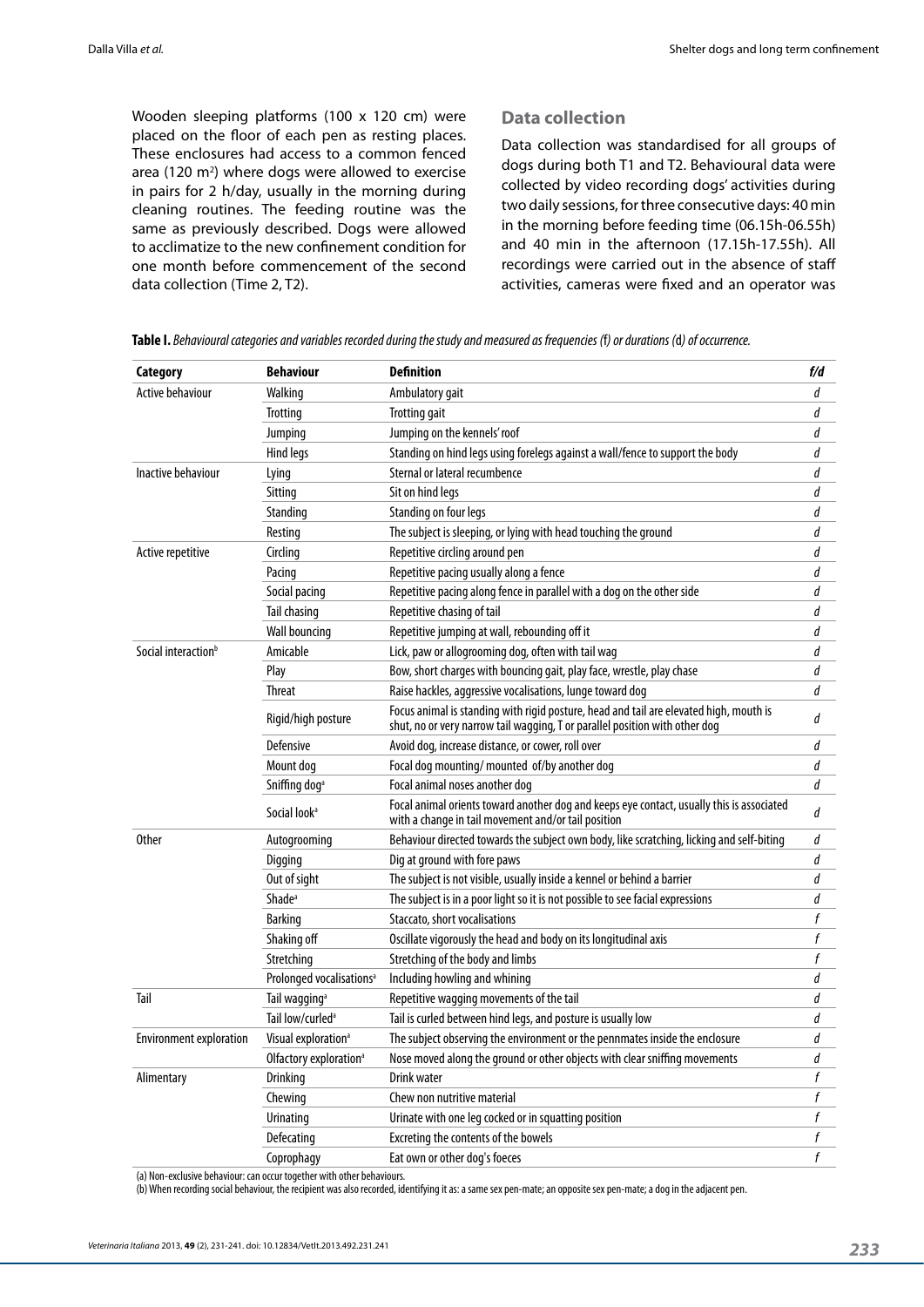Wooden sleeping platforms (100 x 120 cm) were placed on the floor of each pen as resting places. These enclosures had access to a common fenced area (120 m$^2$) where dogs were allowed to exercise in pairs for 2 h/day, usually in the morning during cleaning routines. The feeding routine was the same as previously described. Dogs were allowed to acclimatize to the new confinement condition for one month before commencement of the second data collection (Time 2, T2).

## Data collection

Data collection was standardised for all groups of dogs during both T1 and T2. Behavioural data were collected by video recording dogs' activities during two daily sessions, for three consecutive days: 40 min in the morning before feeding time (06.15h-06.55h) and 40 min in the afternoon (17.15h-17.55h). All recordings were carried out in the absence of staff activities, cameras were fixed and an operator was

**Table I.** *Behavioural categories and variables recorded during the study and measured as frequencies (f) or durations (d) of occurrence.*

| Category | Behaviour | Definition | f/d |
|---|---|---|---|
| Active behaviour | Walking | Ambulatory gait | d |
| | Trotting | Trotting gait | d |
| | Jumping | Jumping on the kennels' roof | d |
| | Hind legs | Standing on hind legs using forelegs against a wall/fence to support the body | d |
| Inactive behaviour | Lying | Sternal or lateral recumbence | d |
| | Sitting | Sit on hind legs | d |
| | Standing | Standing on four legs | d |
| | Resting | The subject is sleeping, or lying with head touching the ground | d |
| Active repetitive | Circling | Repetitive circling around pen | d |
| | Pacing | Repetitive pacing usually along a fence | d |
| | Social pacing | Repetitive pacing along fence in parallel with a dog on the other side | d |
| | Tail chasing | Repetitive chasing of tail | d |
| | Wall bouncing | Repetitive jumping at wall, rebounding off it | d |
| Social interaction[b] | Amicable | Lick, paw or allogrooming dog, often with tail wag | d |
| | Play | Bow, short charges with bouncing gait, play face, wrestle, play chase | d |
| | Threat | Raise hackles, aggressive vocalisations, lunge toward dog | d |
| | Rigid/high posture | Focus animal is standing with rigid posture, head and tail are elevated high, mouth is shut, no or very narrow tail wagging, T or parallel position with other dog | d |
| | Defensive | Avoid dog, increase distance, or cower, roll over | d |
| | Mount dog | Focal dog mounting/ mounted of/by another dog | d |
| | Sniffing dog[a] | Focal animal noses another dog | d |
| | Social look[a] | Focal animal orients toward another dog and keeps eye contact, usually this is associated with a change in tail movement and/or tail position | d |
| Other | Autogrooming | Behaviour directed towards the subject own body, like scratching, licking and self-biting | d |
| | Digging | Dig at ground with fore paws | d |
| | Out of sight | The subject is not visible, usually inside a kennel or behind a barrier | d |
| | Shade[a] | The subject is in a poor light so it is not possible to see facial expressions | d |
| | Barking | Staccato, short vocalisations | f |
| | Shaking off | Oscillate vigorously the head and body on its longitudinal axis | f |
| | Stretching | Stretching of the body and limbs | f |
| | Prolonged vocalisations[a] | Including howling and whining | d |
| Tail | Tail wagging[a] | Repetitive wagging movements of the tail | d |
| | Tail low/curled[a] | Tail is curled between hind legs, and posture is usually low | d |
| Environment exploration | Visual exploration[a] | The subject observing the environment or the pennmates inside the enclosure | d |
| | Olfactory exploration[a] | Nose moved along the ground or other objects with clear sniffing movements | d |
| Alimentary | Drinking | Drink water | f |
| | Chewing | Chew non nutritive material | f |
| | Urinating | Urinate with one leg cocked or in squatting position | f |
| | Defecating | Excreting the contents of the bowels | f |
| | Coprophagy | Eat own or other dog's foeces | f |

(a) Non-exclusive behaviour: can occur together with other behaviours.
(b) When recording social behaviour, the recipient was also recorded, identifying it as: a same sex pen-mate; an opposite sex pen-mate; a dog in the adjacent pen.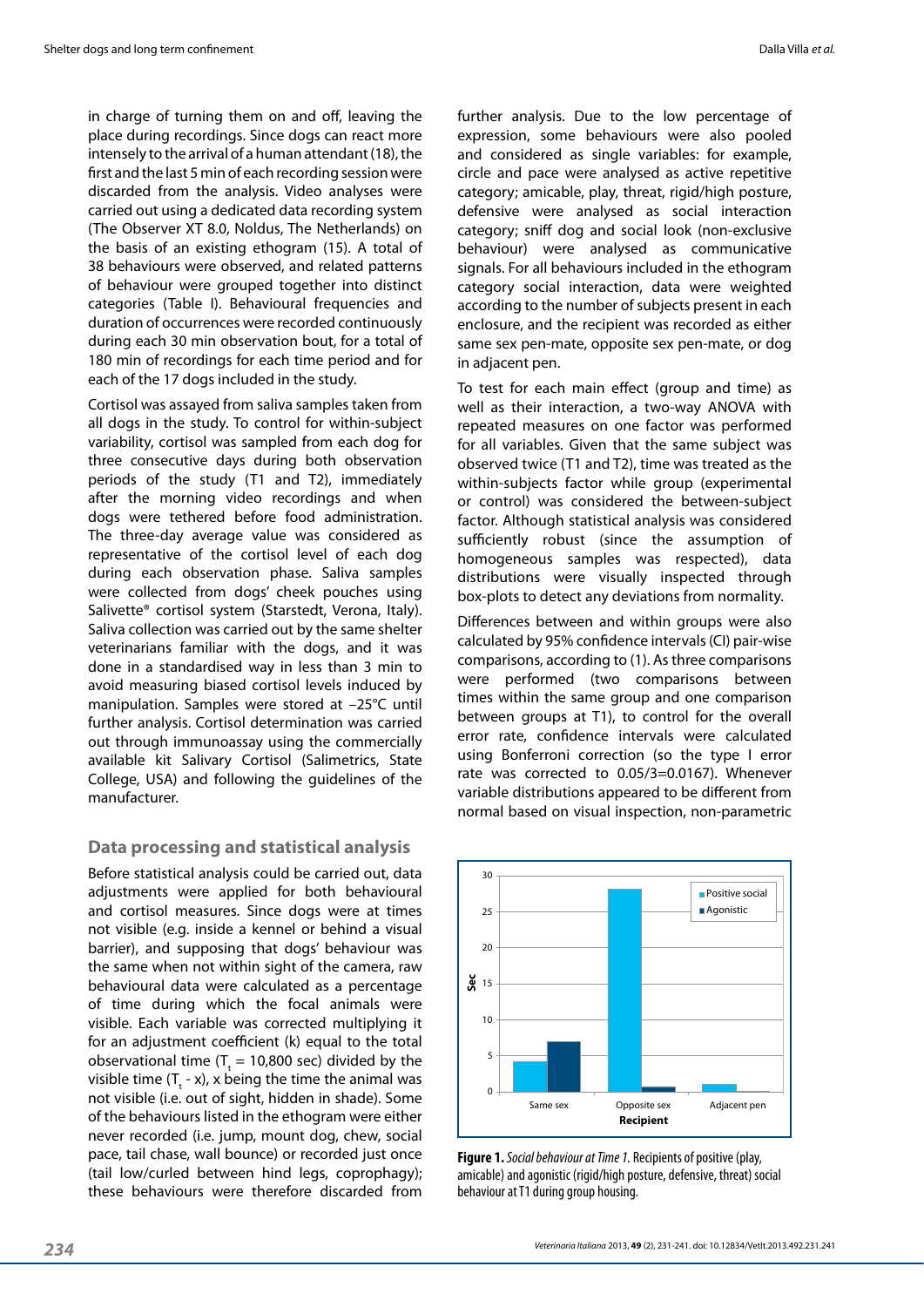in charge of turning them on and off, leaving the place during recordings. Since dogs can react more intensely to the arrival of a human attendant (18), the first and the last 5 min of each recording session were discarded from the analysis. Video analyses were carried out using a dedicated data recording system (The Observer XT 8.0, Noldus, The Netherlands) on the basis of an existing ethogram (15). A total of 38 behaviours were observed, and related patterns of behaviour were grouped together into distinct categories (Table I). Behavioural frequencies and duration of occurrences were recorded continuously during each 30 min observation bout, for a total of 180 min of recordings for each time period and for each of the 17 dogs included in the study.

Cortisol was assayed from saliva samples taken from all dogs in the study. To control for within-subject variability, cortisol was sampled from each dog for three consecutive days during both observation periods of the study (T1 and T2), immediately after the morning video recordings and when dogs were tethered before food administration. The three-day average value was considered as representative of the cortisol level of each dog during each observation phase. Saliva samples were collected from dogs' cheek pouches using Salivette® cortisol system (Starstedt, Verona, Italy). Saliva collection was carried out by the same shelter veterinarians familiar with the dogs, and it was done in a standardised way in less than 3 min to avoid measuring biased cortisol levels induced by manipulation. Samples were stored at –25°C until further analysis. Cortisol determination was carried out through immunoassay using the commercially available kit Salivary Cortisol (Salimetrics, State College, USA) and following the guidelines of the manufacturer.

## Data processing and statistical analysis

Before statistical analysis could be carried out, data adjustments were applied for both behavioural and cortisol measures. Since dogs were at times not visible (e.g. inside a kennel or behind a visual barrier), and supposing that dogs' behaviour was the same when not within sight of the camera, raw behavioural data were calculated as a percentage of time during which the focal animals were visible. Each variable was corrected multiplying it for an adjustment coefficient (k) equal to the total observational time ($T_t$ = 10,800 sec) divided by the visible time ($T_t$ - x), x being the time the animal was not visible (i.e. out of sight, hidden in shade). Some of the behaviours listed in the ethogram were either never recorded (i.e. jump, mount dog, chew, social pace, tail chase, wall bounce) or recorded just once (tail low/curled between hind legs, coprophagy); these behaviours were therefore discarded from further analysis. Due to the low percentage of expression, some behaviours were also pooled and considered as single variables: for example, circle and pace were analysed as active repetitive category; amicable, play, threat, rigid/high posture, defensive were analysed as social interaction category; sniff dog and social look (non-exclusive behaviour) were analysed as communicative signals. For all behaviours included in the ethogram category social interaction, data were weighted according to the number of subjects present in each enclosure, and the recipient was recorded as either same sex pen-mate, opposite sex pen-mate, or dog in adjacent pen.

To test for each main effect (group and time) as well as their interaction, a two-way ANOVA with repeated measures on one factor was performed for all variables. Given that the same subject was observed twice (T1 and T2), time was treated as the within-subjects factor while group (experimental or control) was considered the between-subject factor. Although statistical analysis was considered sufficiently robust (since the assumption of homogeneous samples was respected), data distributions were visually inspected through box-plots to detect any deviations from normality.

Differences between and within groups were also calculated by 95% confidence intervals (CI) pair-wise comparisons, according to (1). As three comparisons were performed (two comparisons between times within the same group and one comparison between groups at T1), to control for the overall error rate, confidence intervals were calculated using Bonferroni correction (so the type I error rate was corrected to 0.05/3=0.0167). Whenever variable distributions appeared to be different from normal based on visual inspection, non-parametric

**Figure 1.** *Social behaviour at Time 1.* Recipients of positive (play, amicable) and agonistic (rigid/high posture, defensive, threat) social behaviour at T1 during group housing.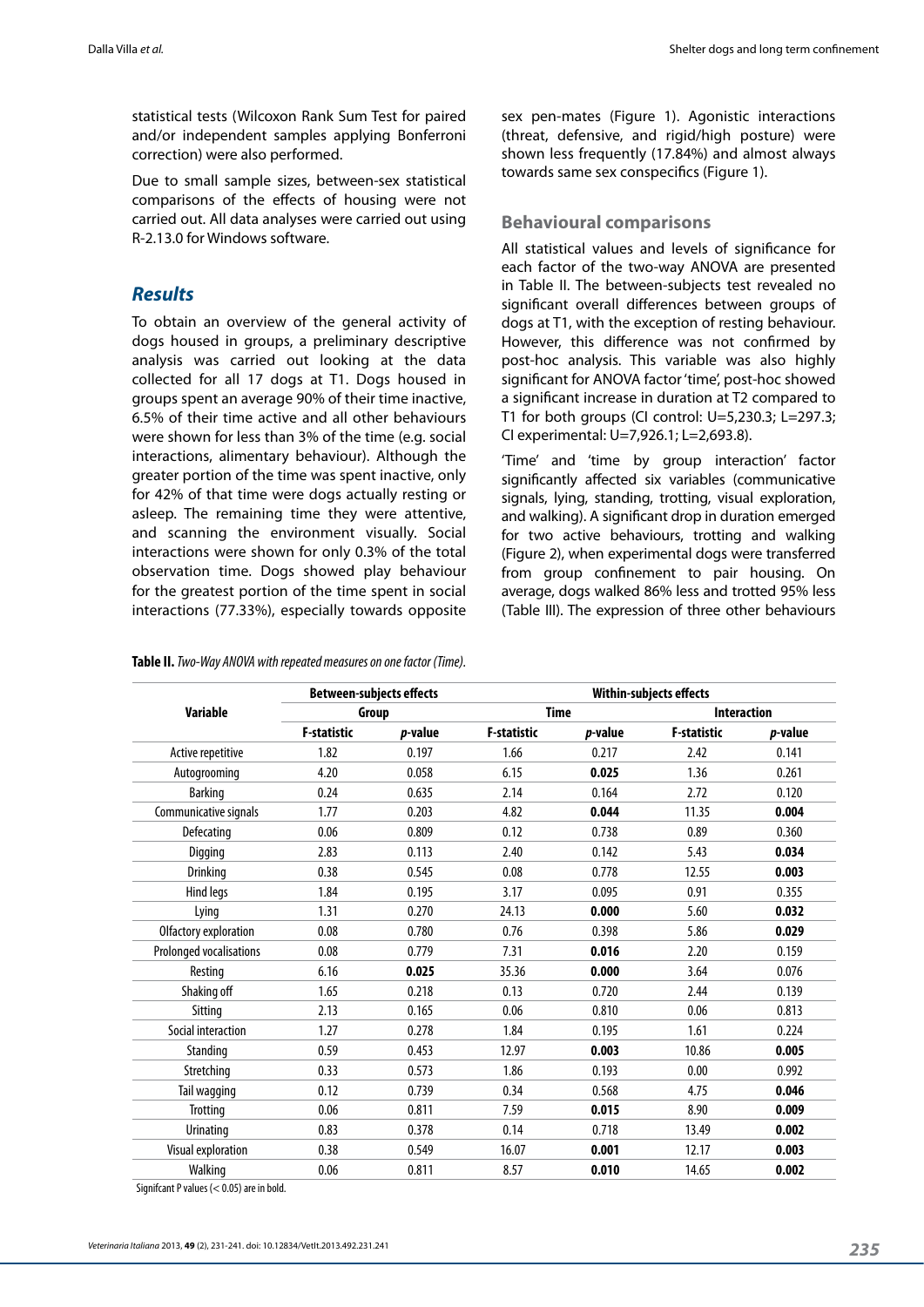statistical tests (Wilcoxon Rank Sum Test for paired and/or independent samples applying Bonferroni correction) were also performed.

Due to small sample sizes, between-sex statistical comparisons of the effects of housing were not carried out. All data analyses were carried out using R-2.13.0 for Windows software.

## Results

To obtain an overview of the general activity of dogs housed in groups, a preliminary descriptive analysis was carried out looking at the data collected for all 17 dogs at T1. Dogs housed in groups spent an average 90% of their time inactive, 6.5% of their time active and all other behaviours were shown for less than 3% of the time (e.g. social interactions, alimentary behaviour). Although the greater portion of the time was spent inactive, only for 42% of that time were dogs actually resting or asleep. The remaining time they were attentive, and scanning the environment visually. Social interactions were shown for only 0.3% of the total observation time. Dogs showed play behaviour for the greatest portion of the time spent in social interactions (77.33%), especially towards opposite sex pen-mates (Figure 1). Agonistic interactions (threat, defensive, and rigid/high posture) were shown less frequently (17.84%) and almost always towards same sex conspecifics (Figure 1).

### Behavioural comparisons

All statistical values and levels of significance for each factor of the two-way ANOVA are presented in Table II. The between-subjects test revealed no significant overall differences between groups of dogs at T1, with the exception of resting behaviour. However, this difference was not confirmed by post-hoc analysis. This variable was also highly significant for ANOVA factor 'time', post-hoc showed a significant increase in duration at T2 compared to T1 for both groups (CI control: U=5,230.3; L=297.3; CI experimental: U=7,926.1; L=2,693.8).

'Time' and 'time by group interaction' factor significantly affected six variables (communicative signals, lying, standing, trotting, visual exploration, and walking). A significant drop in duration emerged for two active behaviours, trotting and walking (Figure 2), when experimental dogs were transferred from group confinement to pair housing. On average, dogs walked 86% less and trotted 95% less (Table III). The expression of three other behaviours

**Table II.** *Two-Way ANOVA with repeated measures on one factor (Time).*

| Variable | Between-subjects effects | | Within-subjects effects | | | |
|---|---|---|---|---|---|---|
| | Group | | Time | | Interaction | |
| | F-statistic | *p*-value | F-statistic | *p*-value | F-statistic | *p*-value |
| Active repetitive | 1.82 | 0.197 | 1.66 | 0.217 | 2.42 | 0.141 |
| Autogrooming | 4.20 | 0.058 | 6.15 | **0.025** | 1.36 | 0.261 |
| Barking | 0.24 | 0.635 | 2.14 | 0.164 | 2.72 | 0.120 |
| Communicative signals | 1.77 | 0.203 | 4.82 | **0.044** | 11.35 | **0.004** |
| Defecating | 0.06 | 0.809 | 0.12 | 0.738 | 0.89 | 0.360 |
| Digging | 2.83 | 0.113 | 2.40 | 0.142 | 5.43 | **0.034** |
| Drinking | 0.38 | 0.545 | 0.08 | 0.778 | 12.55 | **0.003** |
| Hind legs | 1.84 | 0.195 | 3.17 | 0.095 | 0.91 | 0.355 |
| Lying | 1.31 | 0.270 | 24.13 | **0.000** | 5.60 | **0.032** |
| Olfactory exploration | 0.08 | 0.780 | 0.76 | 0.398 | 5.86 | **0.029** |
| Prolonged vocalisations | 0.08 | 0.779 | 7.31 | **0.016** | 2.20 | 0.159 |
| Resting | 6.16 | **0.025** | 35.36 | **0.000** | 3.64 | 0.076 |
| Shaking off | 1.65 | 0.218 | 0.13 | 0.720 | 2.44 | 0.139 |
| Sitting | 2.13 | 0.165 | 0.06 | 0.810 | 0.06 | 0.813 |
| Social interaction | 1.27 | 0.278 | 1.84 | 0.195 | 1.61 | 0.224 |
| Standing | 0.59 | 0.453 | 12.97 | **0.003** | 10.86 | **0.005** |
| Stretching | 0.33 | 0.573 | 1.86 | 0.193 | 0.00 | 0.992 |
| Tail wagging | 0.12 | 0.739 | 0.34 | 0.568 | 4.75 | **0.046** |
| Trotting | 0.06 | 0.811 | 7.59 | **0.015** | 8.90 | **0.009** |
| Urinating | 0.83 | 0.378 | 0.14 | 0.718 | 13.49 | **0.002** |
| Visual exploration | 0.38 | 0.549 | 16.07 | **0.001** | 12.17 | **0.003** |
| Walking | 0.06 | 0.811 | 8.57 | **0.010** | 14.65 | **0.002** |

Signifcant P values (< 0.05) are in bold.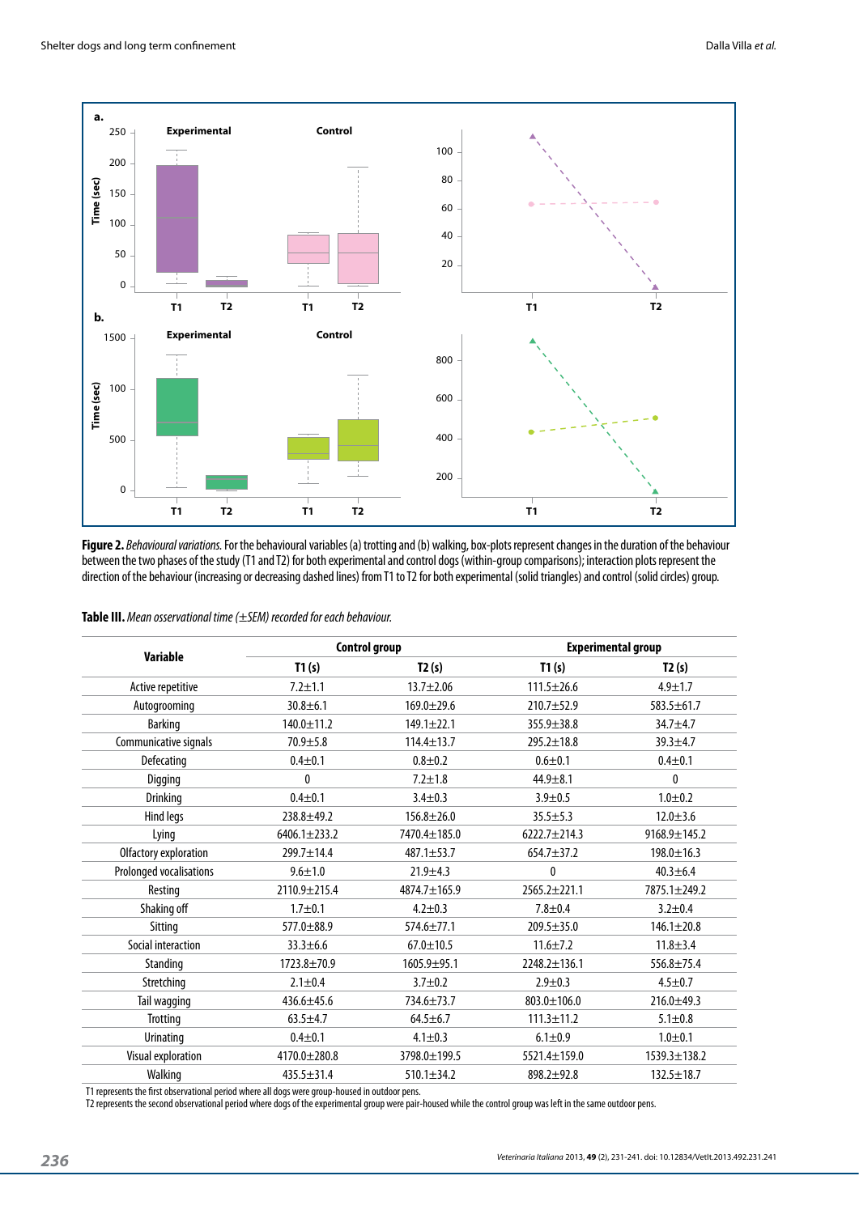**Figure 2.** *Behavioural variations.* For the behavioural variables (a) trotting and (b) walking, box-plots represent changes in the duration of the behaviour between the two phases of the study (T1 and T2) for both experimental and control dogs (within-group comparisons); interaction plots represent the direction of the behaviour (increasing or decreasing dashed lines) from T1 to T2 for both experimental (solid triangles) and control (solid circles) group.

**Table III.** *Mean osservational time (±SEM) recorded for each behaviour.*

| Variable | Control group | | Experimental group | |
|---|---|---|---|---|
| | T1 (s) | T2 (s) | T1 (s) | T2 (s) |
| Active repetitive | 7.2±1.1 | 13.7±2.06 | 111.5±26.6 | 4.9±1.7 |
| Autogrooming | 30.8±6.1 | 169.0±29.6 | 210.7±52.9 | 583.5±61.7 |
| Barking | 140.0±11.2 | 149.1±22.1 | 355.9±38.8 | 34.7±4.7 |
| Communicative signals | 70.9±5.8 | 114.4±13.7 | 295.2±18.8 | 39.3±4.7 |
| Defecating | 0.4±0.1 | 0.8±0.2 | 0.6±0.1 | 0.4±0.1 |
| Digging | 0 | 7.2±1.8 | 44.9±8.1 | 0 |
| Drinking | 0.4±0.1 | 3.4±0.3 | 3.9±0.5 | 1.0±0.2 |
| Hind legs | 238.8±49.2 | 156.8±26.0 | 35.5±5.3 | 12.0±3.6 |
| Lying | 6406.1±233.2 | 7470.4±185.0 | 6222.7±214.3 | 9168.9±145.2 |
| Olfactory exploration | 299.7±14.4 | 487.1±53.7 | 654.7±37.2 | 198.0±16.3 |
| Prolonged vocalisations | 9.6±1.0 | 21.9±4.3 | 0 | 40.3±6.4 |
| Resting | 2110.9±215.4 | 4874.7±165.9 | 2565.2±221.1 | 7875.1±249.2 |
| Shaking off | 1.7±0.1 | 4.2±0.3 | 7.8±0.4 | 3.2±0.4 |
| Sitting | 577.0±88.9 | 574.6±77.1 | 209.5±35.0 | 146.1±20.8 |
| Social interaction | 33.3±6.6 | 67.0±10.5 | 11.6±7.2 | 11.8±3.4 |
| Standing | 1723.8±70.9 | 1605.9±95.1 | 2248.2±136.1 | 556.8±75.4 |
| Stretching | 2.1±0.4 | 3.7±0.2 | 2.9±0.3 | 4.5±0.7 |
| Tail wagging | 436.6±45.6 | 734.6±73.7 | 803.0±106.0 | 216.0±49.3 |
| Trotting | 63.5±4.7 | 64.5±6.7 | 111.3±11.2 | 5.1±0.8 |
| Urinating | 0.4±0.1 | 4.1±0.3 | 6.1±0.9 | 1.0±0.1 |
| Visual exploration | 4170.0±280.8 | 3798.0±199.5 | 5521.4±159.0 | 1539.3±138.2 |
| Walking | 435.5±31.4 | 510.1±34.2 | 898.2±92.8 | 132.5±18.7 |

T1 represents the first observational period where all dogs were group-housed in outdoor pens.
T2 represents the second observational period where dogs of the experimental group were pair-housed while the control group was left in the same outdoor pens.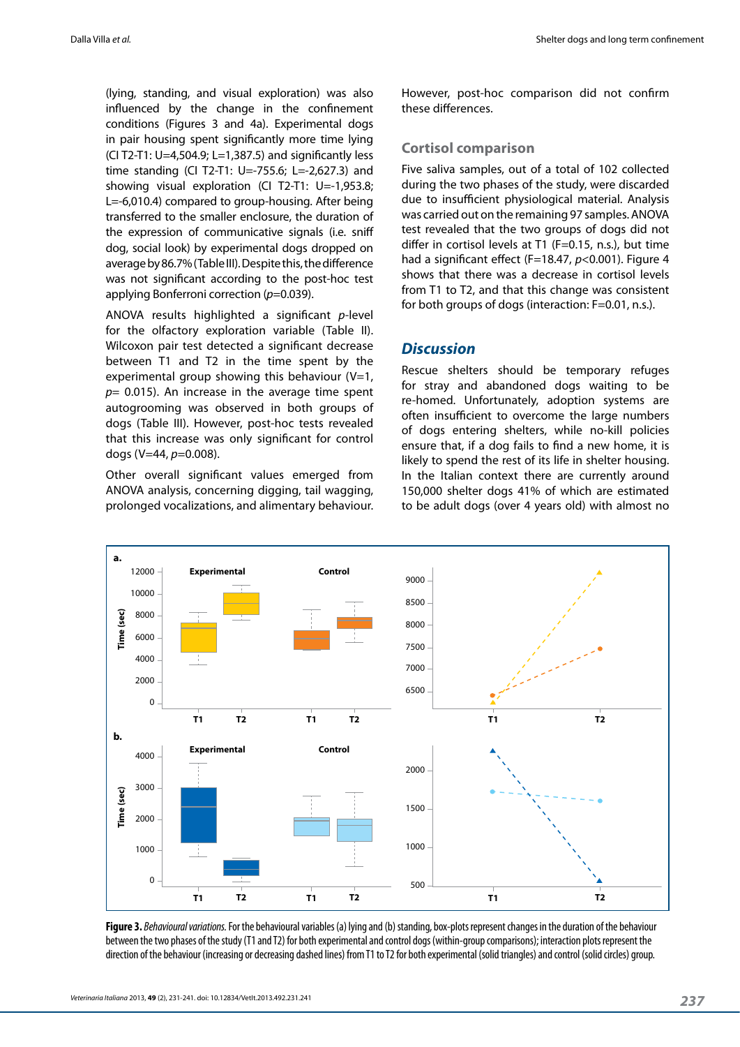(lying, standing, and visual exploration) was also influenced by the change in the confinement conditions (Figures 3 and 4a). Experimental dogs in pair housing spent significantly more time lying (CI T2-T1: U=4,504.9; L=1,387.5) and significantly less time standing (CI T2-T1: U=-755.6; L=-2,627.3) and showing visual exploration (CI T2-T1: U=-1,953.8; L=-6,010.4) compared to group-housing. After being transferred to the smaller enclosure, the duration of the expression of communicative signals (i.e. sniff dog, social look) by experimental dogs dropped on average by 86.7% (Table III). Despite this, the difference was not significant according to the post-hoc test applying Bonferroni correction ($p$=0.039).

ANOVA results highlighted a significant $p$-level for the olfactory exploration variable (Table II). Wilcoxon pair test detected a significant decrease between T1 and T2 in the time spent by the experimental group showing this behaviour (V=1, $p$= 0.015). An increase in the average time spent autogrooming was observed in both groups of dogs (Table III). However, post-hoc tests revealed that this increase was only significant for control dogs (V=44, $p$=0.008).

Other overall significant values emerged from ANOVA analysis, concerning digging, tail wagging, prolonged vocalizations, and alimentary behaviour. However, post-hoc comparison did not confirm these differences.

### Cortisol comparison

Five saliva samples, out of a total of 102 collected during the two phases of the study, were discarded due to insufficient physiological material. Analysis was carried out on the remaining 97 samples. ANOVA test revealed that the two groups of dogs did not differ in cortisol levels at T1 (F=0.15, n.s.), but time had a significant effect (F=18.47, $p$<0.001). Figure 4 shows that there was a decrease in cortisol levels from T1 to T2, and that this change was consistent for both groups of dogs (interaction: F=0.01, n.s.).

## *Discussion*

Rescue shelters should be temporary refuges for stray and abandoned dogs waiting to be re-homed. Unfortunately, adoption systems are often insufficient to overcome the large numbers of dogs entering shelters, while no-kill policies ensure that, if a dog fails to find a new home, it is likely to spend the rest of its life in shelter housing. In the Italian context there are currently around 150,000 shelter dogs 41% of which are estimated to be adult dogs (over 4 years old) with almost no

**Figure 3.** *Behavioural variations.* For the behavioural variables (a) lying and (b) standing, box-plots represent changes in the duration of the behaviour between the two phases of the study (T1 and T2) for both experimental and control dogs (within-group comparisons); interaction plots represent the direction of the behaviour (increasing or decreasing dashed lines) from T1 to T2 for both experimental (solid triangles) and control (solid circles) group.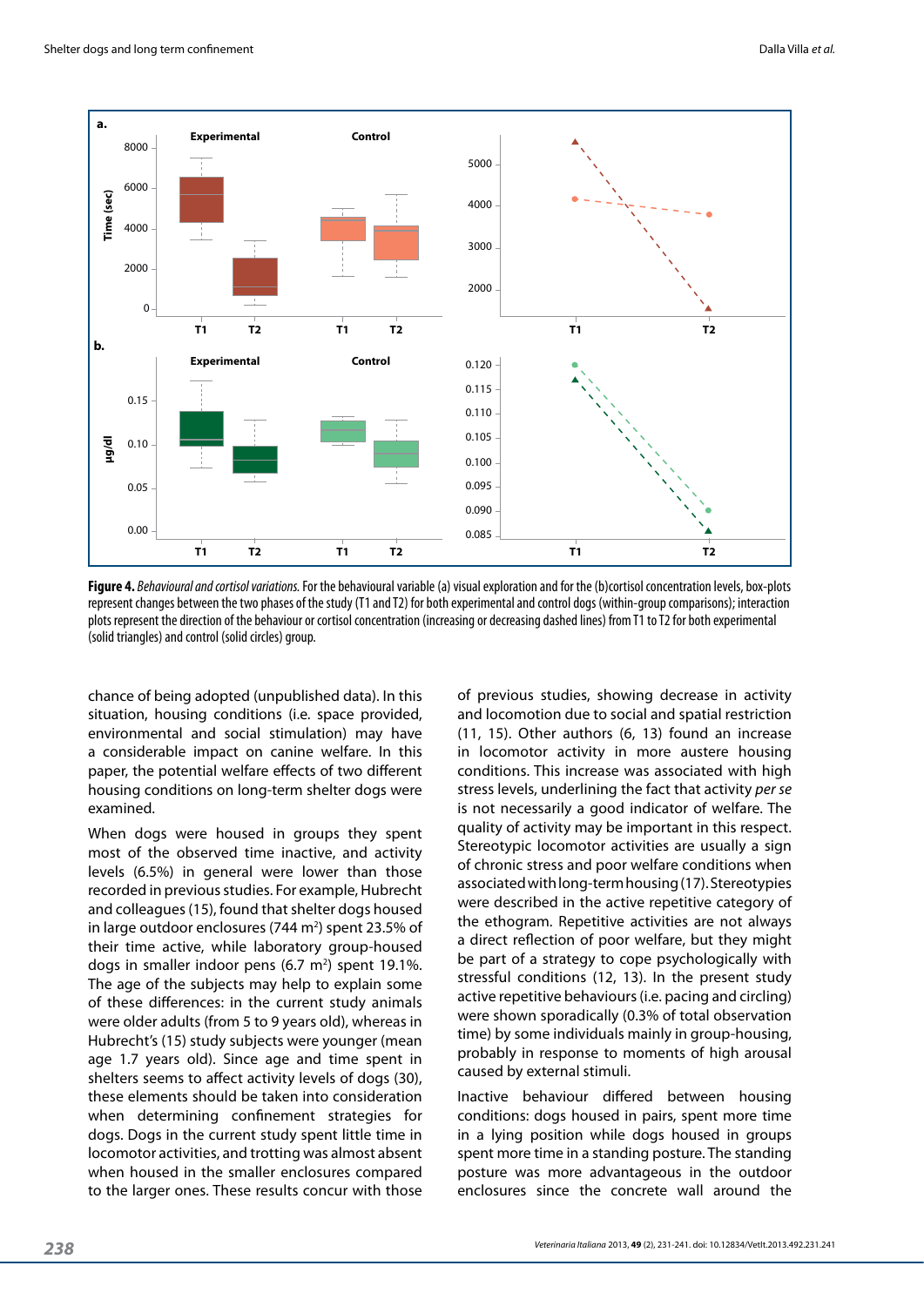**Figure 4.** *Behavioural and cortisol variations.* For the behavioural variable (a) visual exploration and for the (b)cortisol concentration levels, box-plots represent changes between the two phases of the study (T1 and T2) for both experimental and control dogs (within-group comparisons); interaction plots represent the direction of the behaviour or cortisol concentration (increasing or decreasing dashed lines) from T1 to T2 for both experimental (solid triangles) and control (solid circles) group.

chance of being adopted (unpublished data). In this situation, housing conditions (i.e. space provided, environmental and social stimulation) may have a considerable impact on canine welfare. In this paper, the potential welfare effects of two different housing conditions on long-term shelter dogs were examined.

When dogs were housed in groups they spent most of the observed time inactive, and activity levels (6.5%) in general were lower than those recorded in previous studies. For example, Hubrecht and colleagues (15), found that shelter dogs housed in large outdoor enclosures (744 m$^2$) spent 23.5% of their time active, while laboratory group-housed dogs in smaller indoor pens (6.7 m$^2$) spent 19.1%. The age of the subjects may help to explain some of these differences: in the current study animals were older adults (from 5 to 9 years old), whereas in Hubrecht's (15) study subjects were younger (mean age 1.7 years old). Since age and time spent in shelters seems to affect activity levels of dogs (30), these elements should be taken into consideration when determining confinement strategies for dogs. Dogs in the current study spent little time in locomotor activities, and trotting was almost absent when housed in the smaller enclosures compared to the larger ones. These results concur with those of previous studies, showing decrease in activity and locomotion due to social and spatial restriction (11, 15). Other authors (6, 13) found an increase in locomotor activity in more austere housing conditions. This increase was associated with high stress levels, underlining the fact that activity *per se* is not necessarily a good indicator of welfare. The quality of activity may be important in this respect. Stereotypic locomotor activities are usually a sign of chronic stress and poor welfare conditions when associated with long-term housing (17). Stereotypies were described in the active repetitive category of the ethogram. Repetitive activities are not always a direct reflection of poor welfare, but they might be part of a strategy to cope psychologically with stressful conditions (12, 13). In the present study active repetitive behaviours (i.e. pacing and circling) were shown sporadically (0.3% of total observation time) by some individuals mainly in group-housing, probably in response to moments of high arousal caused by external stimuli.

Inactive behaviour differed between housing conditions: dogs housed in pairs, spent more time in a lying position while dogs housed in groups spent more time in a standing posture. The standing posture was more advantageous in the outdoor enclosures since the concrete wall around the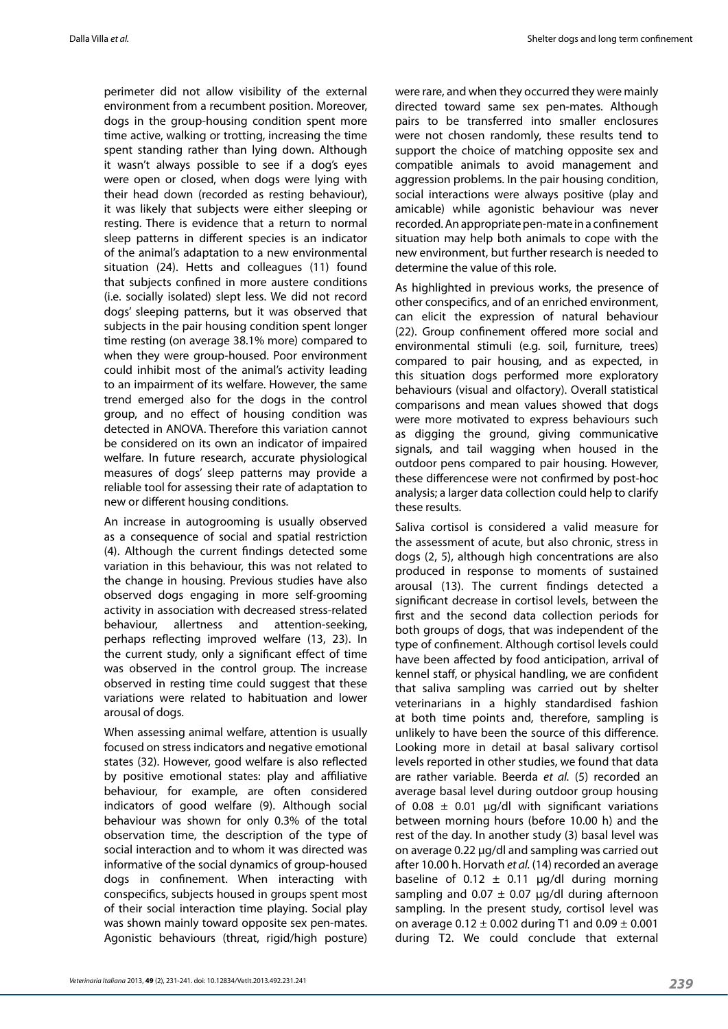perimeter did not allow visibility of the external environment from a recumbent position. Moreover, dogs in the group-housing condition spent more time active, walking or trotting, increasing the time spent standing rather than lying down. Although it wasn't always possible to see if a dog's eyes were open or closed, when dogs were lying with their head down (recorded as resting behaviour), it was likely that subjects were either sleeping or resting. There is evidence that a return to normal sleep patterns in different species is an indicator of the animal's adaptation to a new environmental situation (24). Hetts and colleagues (11) found that subjects confined in more austere conditions (i.e. socially isolated) slept less. We did not record dogs' sleeping patterns, but it was observed that subjects in the pair housing condition spent longer time resting (on average 38.1% more) compared to when they were group-housed. Poor environment could inhibit most of the animal's activity leading to an impairment of its welfare. However, the same trend emerged also for the dogs in the control group, and no effect of housing condition was detected in ANOVA. Therefore this variation cannot be considered on its own an indicator of impaired welfare. In future research, accurate physiological measures of dogs' sleep patterns may provide a reliable tool for assessing their rate of adaptation to new or different housing conditions.

An increase in autogrooming is usually observed as a consequence of social and spatial restriction (4). Although the current findings detected some variation in this behaviour, this was not related to the change in housing. Previous studies have also observed dogs engaging in more self-grooming activity in association with decreased stress-related behaviour, allertness and attention-seeking, perhaps reflecting improved welfare (13, 23). In the current study, only a significant effect of time was observed in the control group. The increase observed in resting time could suggest that these variations were related to habituation and lower arousal of dogs.

When assessing animal welfare, attention is usually focused on stress indicators and negative emotional states (32). However, good welfare is also reflected by positive emotional states: play and affiliative behaviour, for example, are often considered indicators of good welfare (9). Although social behaviour was shown for only 0.3% of the total observation time, the description of the type of social interaction and to whom it was directed was informative of the social dynamics of group-housed dogs in confinement. When interacting with conspecifics, subjects housed in groups spent most of their social interaction time playing. Social play was shown mainly toward opposite sex pen-mates. Agonistic behaviours (threat, rigid/high posture) were rare, and when they occurred they were mainly directed toward same sex pen-mates. Although pairs to be transferred into smaller enclosures were not chosen randomly, these results tend to support the choice of matching opposite sex and compatible animals to avoid management and aggression problems. In the pair housing condition, social interactions were always positive (play and amicable) while agonistic behaviour was never recorded. An appropriate pen-mate in a confinement situation may help both animals to cope with the new environment, but further research is needed to determine the value of this role.

As highlighted in previous works, the presence of other conspecifics, and of an enriched environment, can elicit the expression of natural behaviour (22). Group confinement offered more social and environmental stimuli (e.g. soil, furniture, trees) compared to pair housing, and as expected, in this situation dogs performed more exploratory behaviours (visual and olfactory). Overall statistical comparisons and mean values showed that dogs were more motivated to express behaviours such as digging the ground, giving communicative signals, and tail wagging when housed in the outdoor pens compared to pair housing. However, these differencese were not confirmed by post-hoc analysis; a larger data collection could help to clarify these results.

Saliva cortisol is considered a valid measure for the assessment of acute, but also chronic, stress in dogs (2, 5), although high concentrations are also produced in response to moments of sustained arousal (13). The current findings detected a significant decrease in cortisol levels, between the first and the second data collection periods for both groups of dogs, that was independent of the type of confinement. Although cortisol levels could have been affected by food anticipation, arrival of kennel staff, or physical handling, we are confident that saliva sampling was carried out by shelter veterinarians in a highly standardised fashion at both time points and, therefore, sampling is unlikely to have been the source of this difference. Looking more in detail at basal salivary cortisol levels reported in other studies, we found that data are rather variable. Beerda *et al.* (5) recorded an average basal level during outdoor group housing of $0.08 \pm 0.01$ μg/dl with significant variations between morning hours (before 10.00 h) and the rest of the day. In another study (3) basal level was on average 0.22 μg/dl and sampling was carried out after 10.00 h. Horvath *et al.* (14) recorded an average baseline of $0.12 \pm 0.11$ μg/dl during morning sampling and $0.07 \pm 0.07$ μg/dl during afternoon sampling. In the present study, cortisol level was on average $0.12 \pm 0.002$ during T1 and $0.09 \pm 0.001$ during T2. We could conclude that external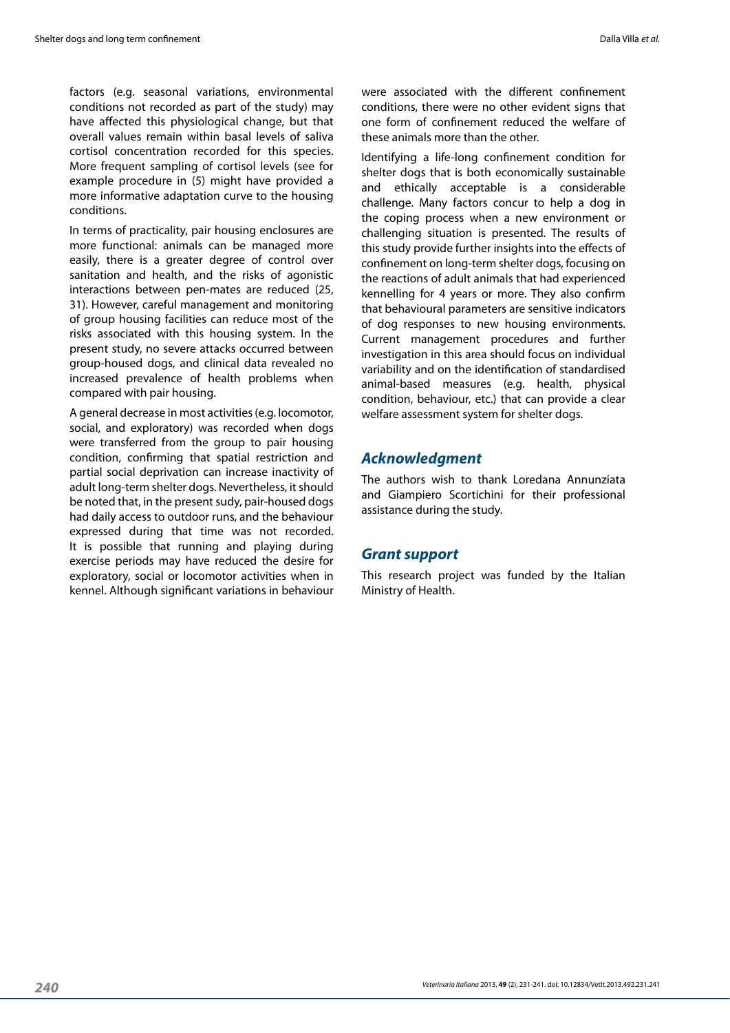factors (e.g. seasonal variations, environmental conditions not recorded as part of the study) may have affected this physiological change, but that overall values remain within basal levels of saliva cortisol concentration recorded for this species. More frequent sampling of cortisol levels (see for example procedure in (5) might have provided a more informative adaptation curve to the housing conditions.

In terms of practicality, pair housing enclosures are more functional: animals can be managed more easily, there is a greater degree of control over sanitation and health, and the risks of agonistic interactions between pen-mates are reduced (25, 31). However, careful management and monitoring of group housing facilities can reduce most of the risks associated with this housing system. In the present study, no severe attacks occurred between group-housed dogs, and clinical data revealed no increased prevalence of health problems when compared with pair housing.

A general decrease in most activities (e.g. locomotor, social, and exploratory) was recorded when dogs were transferred from the group to pair housing condition, confirming that spatial restriction and partial social deprivation can increase inactivity of adult long-term shelter dogs. Nevertheless, it should be noted that, in the present sudy, pair-housed dogs had daily access to outdoor runs, and the behaviour expressed during that time was not recorded. It is possible that running and playing during exercise periods may have reduced the desire for exploratory, social or locomotor activities when in kennel. Although significant variations in behaviour were associated with the different confinement conditions, there were no other evident signs that one form of confinement reduced the welfare of these animals more than the other.

Identifying a life-long confinement condition for shelter dogs that is both economically sustainable and ethically acceptable is a considerable challenge. Many factors concur to help a dog in the coping process when a new environment or challenging situation is presented. The results of this study provide further insights into the effects of confinement on long-term shelter dogs, focusing on the reactions of adult animals that had experienced kennelling for 4 years or more. They also confirm that behavioural parameters are sensitive indicators of dog responses to new housing environments. Current management procedures and further investigation in this area should focus on individual variability and on the identification of standardised animal-based measures (e.g. health, physical condition, behaviour, etc.) that can provide a clear welfare assessment system for shelter dogs.

## Acknowledgment

The authors wish to thank Loredana Annunziata and Giampiero Scortichini for their professional assistance during the study.

## Grant support

This research project was funded by the Italian Ministry of Health.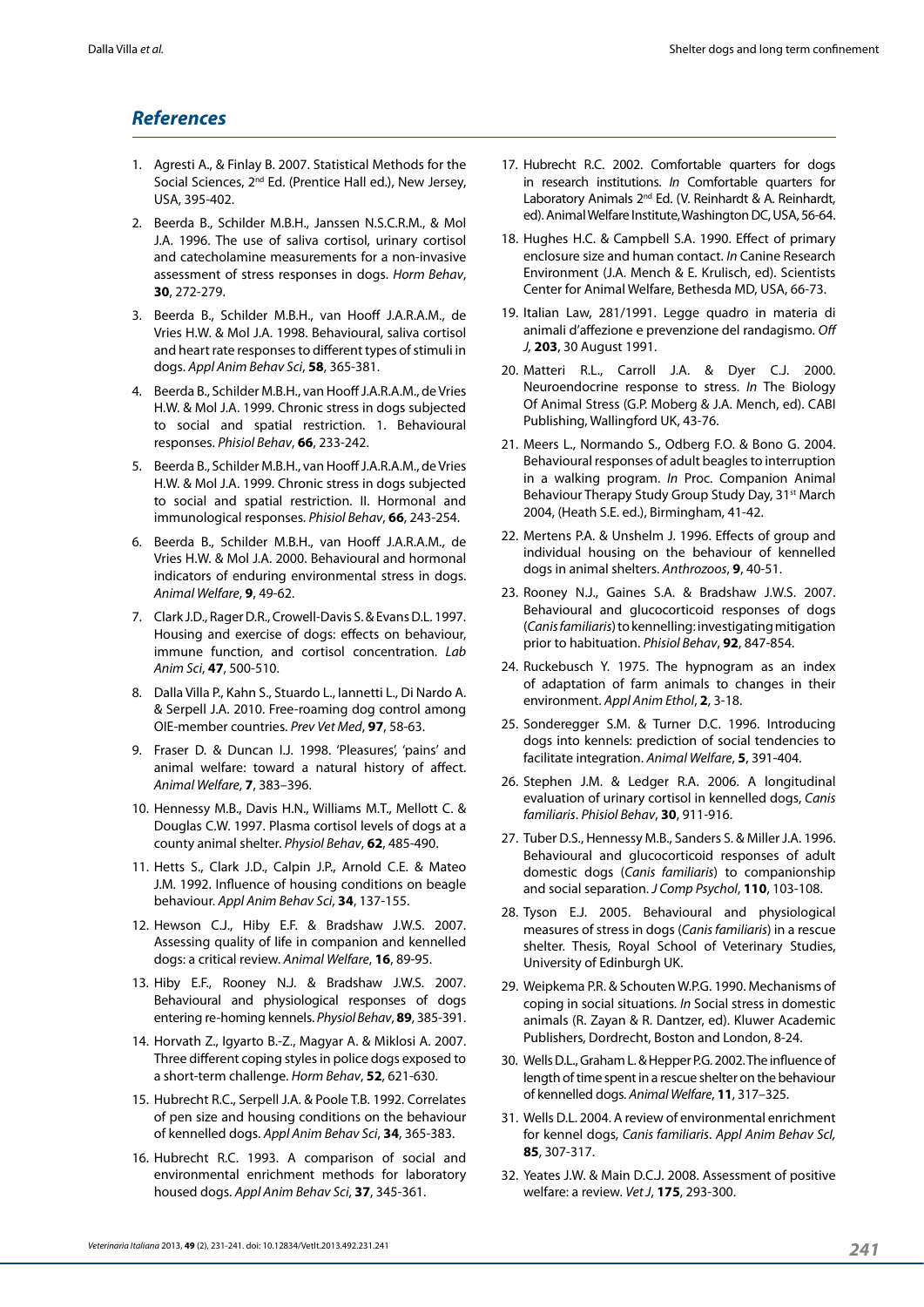## *References*

1. Agresti A., & Finlay B. 2007. Statistical Methods for the Social Sciences, 2nd Ed. (Prentice Hall ed.), New Jersey, USA, 395-402.
2. Beerda B., Schilder M.B.H., Janssen N.S.C.R.M., & Mol J.A. 1996. The use of saliva cortisol, urinary cortisol and catecholamine measurements for a non-invasive assessment of stress responses in dogs. *Horm Behav*, **30**, 272-279.
3. Beerda B., Schilder M.B.H., van Hooff J.A.R.A.M., de Vries H.W. & Mol J.A. 1998. Behavioural, saliva cortisol and heart rate responses to different types of stimuli in dogs. *Appl Anim Behav Sci*, **58**, 365-381.
4. Beerda B., Schilder M.B.H., van Hooff J.A.R.A.M., de Vries H.W. & Mol J.A. 1999. Chronic stress in dogs subjected to social and spatial restriction. 1. Behavioural responses. *Phisiol Behav*, **66**, 233-242.
5. Beerda B., Schilder M.B.H., van Hooff J.A.R.A.M., de Vries H.W. & Mol J.A. 1999. Chronic stress in dogs subjected to social and spatial restriction. II. Hormonal and immunological responses. *Phisiol Behav*, **66**, 243-254.
6. Beerda B., Schilder M.B.H., van Hooff J.A.R.A.M., de Vries H.W. & Mol J.A. 2000. Behavioural and hormonal indicators of enduring environmental stress in dogs. *Animal Welfare*, **9**, 49-62.
7. Clark J.D., Rager D.R., Crowell-Davis S. & Evans D.L. 1997. Housing and exercise of dogs: effects on behaviour, immune function, and cortisol concentration. *Lab Anim Sci*, **47**, 500-510.
8. Dalla Villa P., Kahn S., Stuardo L., Iannetti L., Di Nardo A. & Serpell J.A. 2010. Free-roaming dog control among OIE-member countries. *Prev Vet Med*, **97**, 58-63.
9. Fraser D. & Duncan I.J. 1998. 'Pleasures', 'pains' and animal welfare: toward a natural history of affect. *Animal Welfare*, **7**, 383–396.
10. Hennessy M.B., Davis H.N., Williams M.T., Mellott C. & Douglas C.W. 1997. Plasma cortisol levels of dogs at a county animal shelter. *Physiol Behav*, **62**, 485-490.
11. Hetts S., Clark J.D., Calpin J.P., Arnold C.E. & Mateo J.M. 1992. Influence of housing conditions on beagle behaviour. *Appl Anim Behav Sci*, **34**, 137-155.
12. Hewson C.J., Hiby E.F. & Bradshaw J.W.S. 2007. Assessing quality of life in companion and kennelled dogs: a critical review. *Animal Welfare*, **16**, 89-95.
13. Hiby E.F., Rooney N.J. & Bradshaw J.W.S. 2007. Behavioural and physiological responses of dogs entering re-homing kennels. *Physiol Behav*, **89**, 385-391.
14. Horvath Z., Igyarto B.-Z., Magyar A. & Miklosi A. 2007. Three different coping styles in police dogs exposed to a short-term challenge. *Horm Behav*, **52**, 621-630.
15. Hubrecht R.C., Serpell J.A. & Poole T.B. 1992. Correlates of pen size and housing conditions on the behaviour of kennelled dogs. *Appl Anim Behav Sci*, **34**, 365-383.
16. Hubrecht R.C. 1993. A comparison of social and environmental enrichment methods for laboratory housed dogs. *Appl Anim Behav Sci*, **37**, 345-361.
17. Hubrecht R.C. 2002. Comfortable quarters for dogs in research institutions. *In* Comfortable quarters for Laboratory Animals 2nd Ed. (V. Reinhardt & A. Reinhardt, ed). Animal Welfare Institute, Washington DC, USA, 56-64.
18. Hughes H.C. & Campbell S.A. 1990. Effect of primary enclosure size and human contact. *In* Canine Research Environment (J.A. Mench & E. Krulisch, ed). Scientists Center for Animal Welfare, Bethesda MD, USA, 66-73.
19. Italian Law, 281/1991. Legge quadro in materia di animali d'affezione e prevenzione del randagismo. *Off J,* **203**, 30 August 1991.
20. Matteri R.L., Carroll J.A. & Dyer C.J. 2000. Neuroendocrine response to stress. *In* The Biology Of Animal Stress (G.P. Moberg & J.A. Mench, ed). CABI Publishing, Wallingford UK, 43-76.
21. Meers L., Normando S., Odberg F.O. & Bono G. 2004. Behavioural responses of adult beagles to interruption in a walking program. *In* Proc. Companion Animal Behaviour Therapy Study Group Study Day, 31st March 2004, (Heath S.E. ed.), Birmingham, 41-42.
22. Mertens P.A. & Unshelm J. 1996. Effects of group and individual housing on the behaviour of kennelled dogs in animal shelters. *Anthrozoos*, **9**, 40-51.
23. Rooney N.J., Gaines S.A. & Bradshaw J.W.S. 2007. Behavioural and glucocorticoid responses of dogs (*Canis familiaris*) to kennelling: investigating mitigation prior to habituation. *Phisiol Behav*, **92**, 847-854.
24. Ruckebusch Y. 1975. The hypnogram as an index of adaptation of farm animals to changes in their environment. *Appl Anim Ethol*, **2**, 3-18.
25. Sonderegger S.M. & Turner D.C. 1996. Introducing dogs into kennels: prediction of social tendencies to facilitate integration. *Animal Welfare*, **5**, 391-404.
26. Stephen J.M. & Ledger R.A. 2006. A longitudinal evaluation of urinary cortisol in kennelled dogs, *Canis familiaris*. *Phisiol Behav*, **30**, 911-916.
27. Tuber D.S., Hennessy M.B., Sanders S. & Miller J.A. 1996. Behavioural and glucocorticoid responses of adult domestic dogs (*Canis familiaris*) to companionship and social separation. *J Comp Psychol*, **110**, 103-108.
28. Tyson E.J. 2005. Behavioural and physiological measures of stress in dogs (*Canis familiaris*) in a rescue shelter. Thesis, Royal School of Veterinary Studies, University of Edinburgh UK.
29. Weipkema P.R. & Schouten W.P.G. 1990. Mechanisms of coping in social situations. *In* Social stress in domestic animals (R. Zayan & R. Dantzer, ed). Kluwer Academic Publishers, Dordrecht, Boston and London, 8-24.
30. Wells D.L., Graham L. & Hepper P.G. 2002. The influence of length of time spent in a rescue shelter on the behaviour of kennelled dogs. *Animal Welfare*, **11**, 317–325.
31. Wells D.L. 2004. A review of environmental enrichment for kennel dogs, *Canis familiaris*. *Appl Anim Behav Scl*, **85**, 307-317.
32. Yeates J.W. & Main D.C.J. 2008. Assessment of positive welfare: a review. *Vet J*, **175**, 293-300.